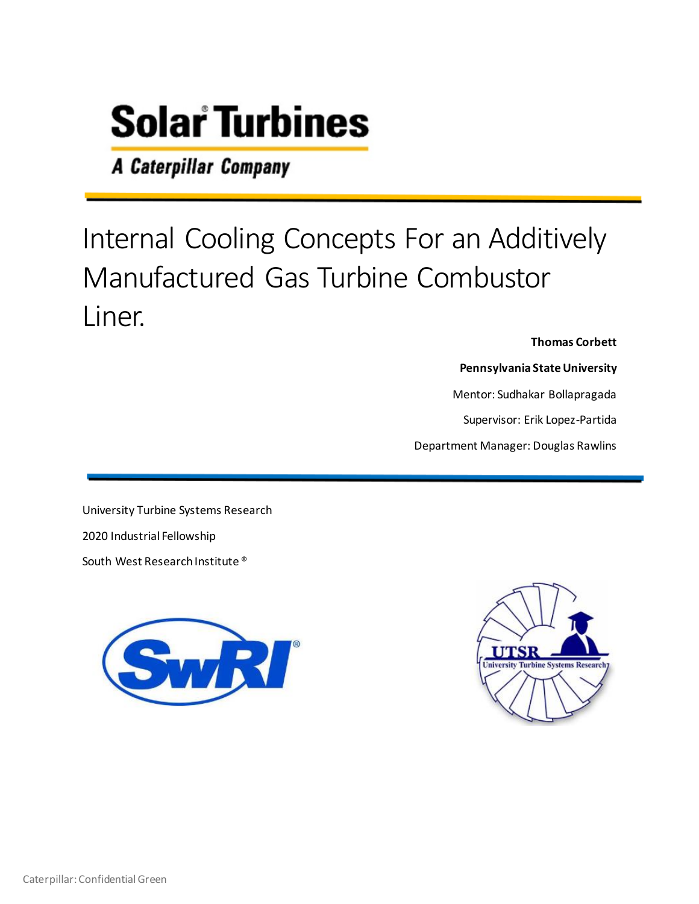Solar Turbines

A Caterpillar Company

# Internal Cooling Concepts For an Additively Manufactured Gas Turbine Combustor Liner.

**Thomas Corbett**

**Pennsylvania State University**

Mentor: Sudhakar Bollapragada

Supervisor: Erik Lopez-Partida

Department Manager: Douglas Rawlins

University Turbine Systems Research

2020 Industrial Fellowship

South West Research Institute ®

Caterpillar: Confidential Green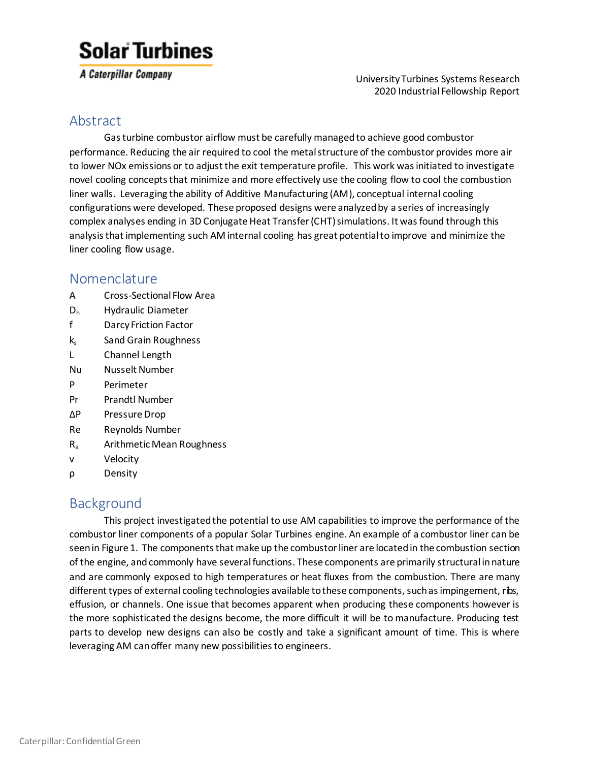# Abstract

Gas turbine combustor airflow must be carefully managed to achieve good combustor performance. Reducing the air required to cool the metal structure of the combustor provides more air to lower NOx emissions or to adjust the exit temperature profile. This work was initiated to investigate novel cooling concepts that minimize and more effectively use the cooling flow to cool the combustion liner walls. Leveraging the ability of Additive Manufacturing (AM), conceptual internal cooling configurations were developed. These proposed designs were analyzed by a series of increasingly complex analyses ending in 3D Conjugate Heat Transfer (CHT) simulations. It was found through this analysis that implementing such AM internal cooling has great potential to improve and minimize the liner cooling flow usage.

# Nomenclature

| | |
|---|---|
| $A$ | Cross-Sectional Flow Area |
| $D_h$ | Hydraulic Diameter |
| $f$ | Darcy Friction Factor |
| $k_s$ | Sand Grain Roughness |
| $L$ | Channel Length |
| $Nu$ | Nusselt Number |
| $P$ | Perimeter |
| $Pr$ | Prandtl Number |
| $\Delta P$ | Pressure Drop |
| $Re$ | Reynolds Number |
| $R_a$ | Arithmetic Mean Roughness |
| $v$ | Velocity |
| $\rho$ | Density |

# Background

This project investigated the potential to use AM capabilities to improve the performance of the combustor liner components of a popular Solar Turbines engine. An example of a combustor liner can be seen in Figure 1. The components that make up the combustor liner are located in the combustion section of the engine, and commonly have several functions. These components are primarily structural in nature and are commonly exposed to high temperatures or heat fluxes from the combustion. There are many different types of external cooling technologies available to these components, such as impingement, ribs, effusion, or channels. One issue that becomes apparent when producing these components however is the more sophisticated the designs become, the more difficult it will be to manufacture. Producing test parts to develop new designs can also be costly and take a significant amount of time. This is where leveraging AM can offer many new possibilities to engineers.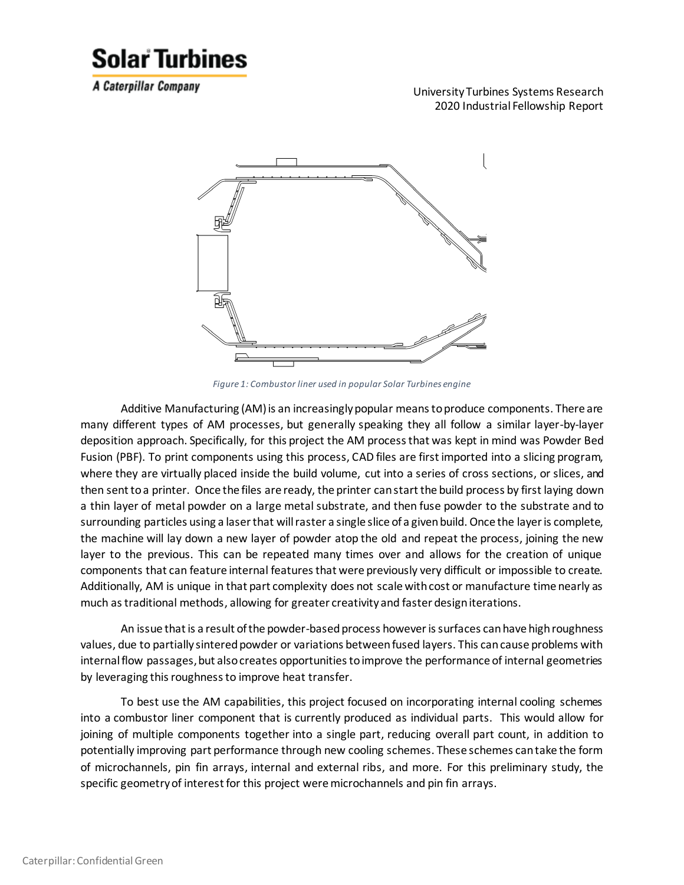*Figure 1: Combustor liner used in popular Solar Turbines engine*

Additive Manufacturing (AM) is an increasingly popular means to produce components. There are many different types of AM processes, but generally speaking they all follow a similar layer-by-layer deposition approach. Specifically, for this project the AM process that was kept in mind was Powder Bed Fusion (PBF). To print components using this process, CAD files are first imported into a slicing program, where they are virtually placed inside the build volume, cut into a series of cross sections, or slices, and then sent to a printer. Once the files are ready, the printer can start the build process by first laying down a thin layer of metal powder on a large metal substrate, and then fuse powder to the substrate and to surrounding particles using a laser that will raster a single slice of a given build. Once the layer is complete, the machine will lay down a new layer of powder atop the old and repeat the process, joining the new layer to the previous. This can be repeated many times over and allows for the creation of unique components that can feature internal features that were previously very difficult or impossible to create. Additionally, AM is unique in that part complexity does not scale with cost or manufacture time nearly as much as traditional methods, allowing for greater creativity and faster design iterations.

An issue that is a result of the powder-based process however is surfaces can have high roughness values, due to partially sintered powder or variations between fused layers. This can cause problems with internal flow passages, but also creates opportunities to improve the performance of internal geometries by leveraging this roughness to improve heat transfer.

To best use the AM capabilities, this project focused on incorporating internal cooling schemes into a combustor liner component that is currently produced as individual parts. This would allow for joining of multiple components together into a single part, reducing overall part count, in addition to potentially improving part performance through new cooling schemes. These schemes can take the form of microchannels, pin fin arrays, internal and external ribs, and more. For this preliminary study, the specific geometry of interest for this project were microchannels and pin fin arrays.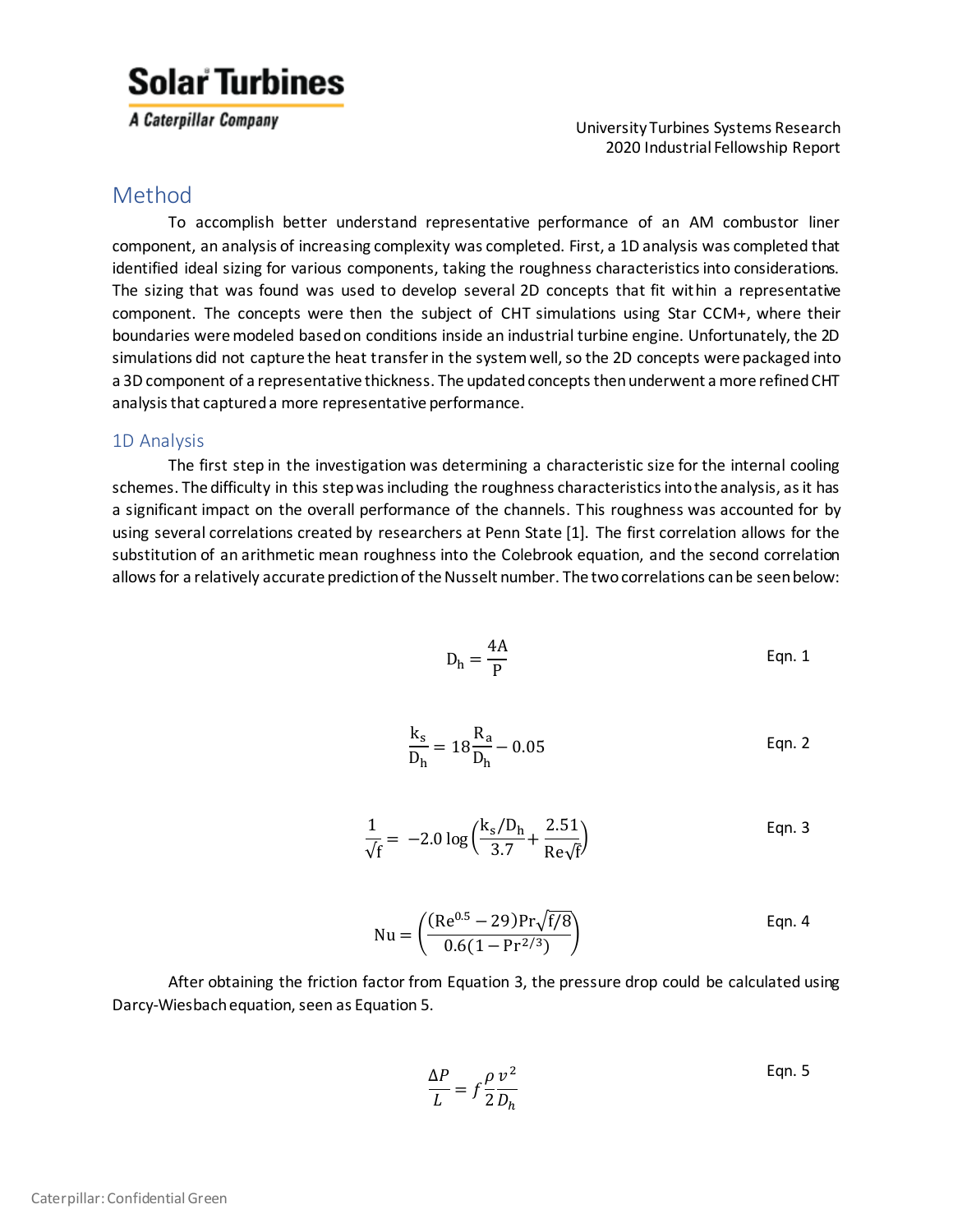## Method

To accomplish better understand representative performance of an AM combustor liner component, an analysis of increasing complexity was completed. First, a 1D analysis was completed that identified ideal sizing for various components, taking the roughness characteristics into considerations. The sizing that was found was used to develop several 2D concepts that fit within a representative component. The concepts were then the subject of CHT simulations using Star CCM+, where their boundaries were modeled based on conditions inside an industrial turbine engine. Unfortunately, the 2D simulations did not capture the heat transfer in the system well, so the 2D concepts were packaged into a 3D component of a representative thickness. The updated concepts then underwent a more refined CHT analysis that captured a more representative performance.

### 1D Analysis

The first step in the investigation was determining a characteristic size for the internal cooling schemes. The difficulty in this step was including the roughness characteristics into the analysis, as it has a significant impact on the overall performance of the channels. This roughness was accounted for by using several correlations created by researchers at Penn State [1]. The first correlation allows for the substitution of an arithmetic mean roughness into the Colebrook equation, and the second correlation allows for a relatively accurate prediction of the Nusselt number. The two correlations can be seen below:

$$D_h = \frac{4A}{P} \qquad \text{Eqn. 1}$$

$$\frac{k_s}{D_h} = 18\frac{R_a}{D_h} - 0.05 \qquad \text{Eqn. 2}$$

$$\frac{1}{\sqrt{f}} = -2.0\log\left(\frac{k_s/D_h}{3.7} + \frac{2.51}{Re\sqrt{f}}\right) \qquad \text{Eqn. 3}$$

$$Nu = \left(\frac{(Re^{0.5} - 29)Pr\sqrt{f/8}}{0.6(1 - Pr^{2/3})}\right) \qquad \text{Eqn. 4}$$

After obtaining the friction factor from Equation 3, the pressure drop could be calculated using Darcy-Wiesbach equation, seen as Equation 5.

$$\frac{\Delta P}{L} = f\frac{\rho}{2}\frac{v^2}{D_h} \qquad \text{Eqn. 5}$$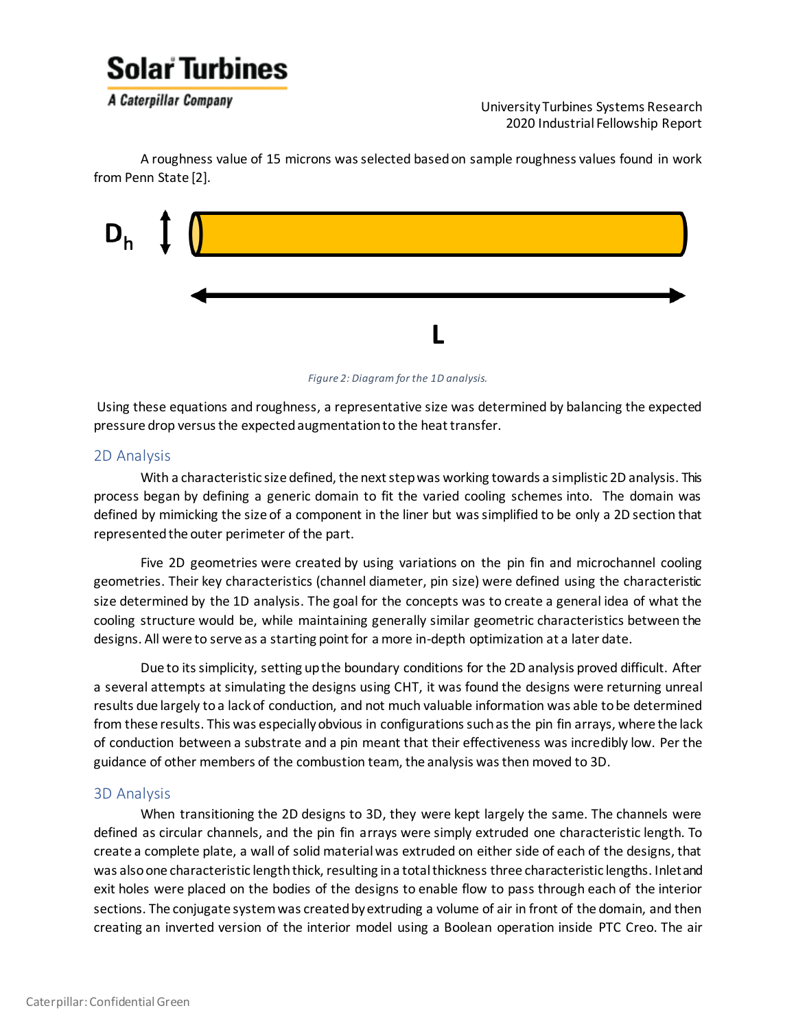A roughness value of 15 microns was selected based on sample roughness values found in work from Penn State [2].

Figure 2: Diagram for the 1D analysis.

Using these equations and roughness, a representative size was determined by balancing the expected pressure drop versus the expected augmentation to the heat transfer.

## 2D Analysis

With a characteristic size defined, the next step was working towards a simplistic 2D analysis. This process began by defining a generic domain to fit the varied cooling schemes into. The domain was defined by mimicking the size of a component in the liner but was simplified to be only a 2D section that represented the outer perimeter of the part.

Five 2D geometries were created by using variations on the pin fin and microchannel cooling geometries. Their key characteristics (channel diameter, pin size) were defined using the characteristic size determined by the 1D analysis. The goal for the concepts was to create a general idea of what the cooling structure would be, while maintaining generally similar geometric characteristics between the designs. All were to serve as a starting point for a more in-depth optimization at a later date.

Due to its simplicity, setting up the boundary conditions for the 2D analysis proved difficult. After a several attempts at simulating the designs using CHT, it was found the designs were returning unreal results due largely to a lack of conduction, and not much valuable information was able to be determined from these results. This was especially obvious in configurations such as the pin fin arrays, where the lack of conduction between a substrate and a pin meant that their effectiveness was incredibly low. Per the guidance of other members of the combustion team, the analysis was then moved to 3D.

## 3D Analysis

When transitioning the 2D designs to 3D, they were kept largely the same. The channels were defined as circular channels, and the pin fin arrays were simply extruded one characteristic length. To create a complete plate, a wall of solid material was extruded on either side of each of the designs, that was also one characteristic length thick, resulting in a total thickness three characteristic lengths. Inlet and exit holes were placed on the bodies of the designs to enable flow to pass through each of the interior sections. The conjugate system was created by extruding a volume of air in front of the domain, and then creating an inverted version of the interior model using a Boolean operation inside PTC Creo. The air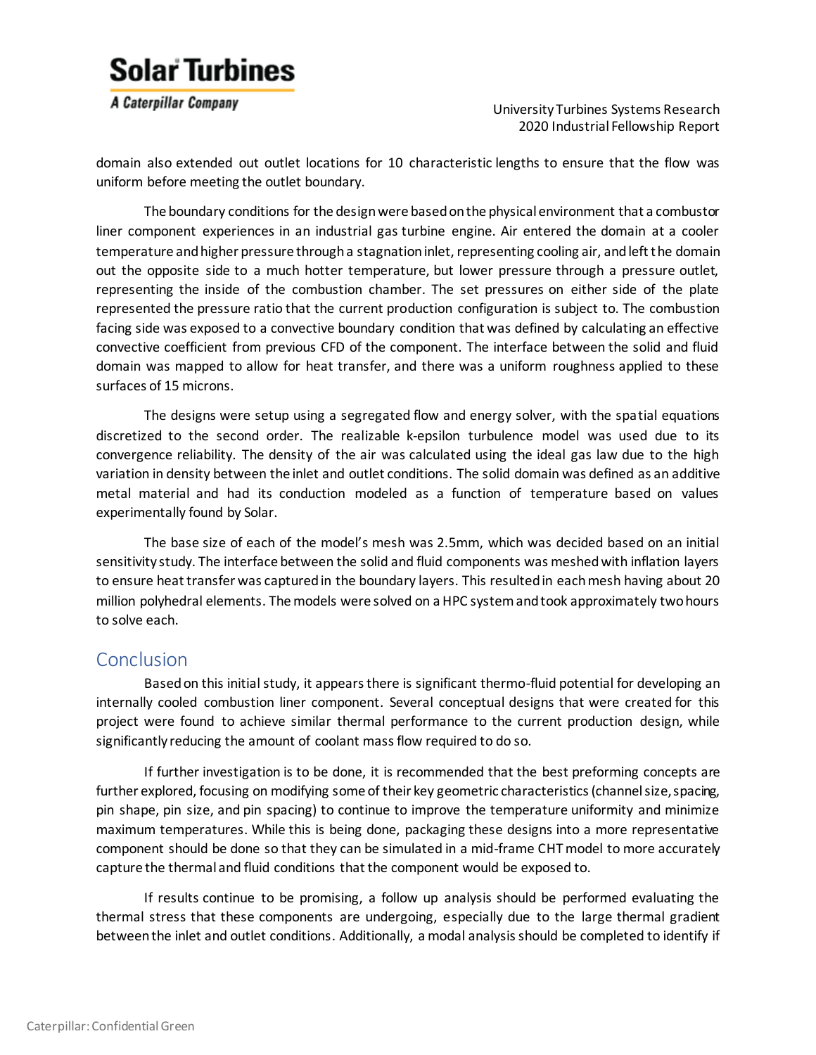domain also extended out outlet locations for 10 characteristic lengths to ensure that the flow was uniform before meeting the outlet boundary.

The boundary conditions for the design were based on the physical environment that a combustor liner component experiences in an industrial gas turbine engine. Air entered the domain at a cooler temperature and higher pressure through a stagnation inlet, representing cooling air, and left the domain out the opposite side to a much hotter temperature, but lower pressure through a pressure outlet, representing the inside of the combustion chamber. The set pressures on either side of the plate represented the pressure ratio that the current production configuration is subject to. The combustion facing side was exposed to a convective boundary condition that was defined by calculating an effective convective coefficient from previous CFD of the component. The interface between the solid and fluid domain was mapped to allow for heat transfer, and there was a uniform roughness applied to these surfaces of 15 microns.

The designs were setup using a segregated flow and energy solver, with the spatial equations discretized to the second order. The realizable k-epsilon turbulence model was used due to its convergence reliability. The density of the air was calculated using the ideal gas law due to the high variation in density between the inlet and outlet conditions. The solid domain was defined as an additive metal material and had its conduction modeled as a function of temperature based on values experimentally found by Solar.

The base size of each of the model's mesh was 2.5mm, which was decided based on an initial sensitivity study. The interface between the solid and fluid components was meshed with inflation layers to ensure heat transfer was captured in the boundary layers. This resulted in each mesh having about 20 million polyhedral elements. The models were solved on a HPC system and took approximately two hours to solve each.

## Conclusion

Based on this initial study, it appears there is significant thermo-fluid potential for developing an internally cooled combustion liner component. Several conceptual designs that were created for this project were found to achieve similar thermal performance to the current production design, while significantly reducing the amount of coolant mass flow required to do so.

If further investigation is to be done, it is recommended that the best preforming concepts are further explored, focusing on modifying some of their key geometric characteristics (channel size, spacing, pin shape, pin size, and pin spacing) to continue to improve the temperature uniformity and minimize maximum temperatures. While this is being done, packaging these designs into a more representative component should be done so that they can be simulated in a mid-frame CHT model to more accurately capture the thermal and fluid conditions that the component would be exposed to.

If results continue to be promising, a follow up analysis should be performed evaluating the thermal stress that these components are undergoing, especially due to the large thermal gradient between the inlet and outlet conditions. Additionally, a modal analysis should be completed to identify if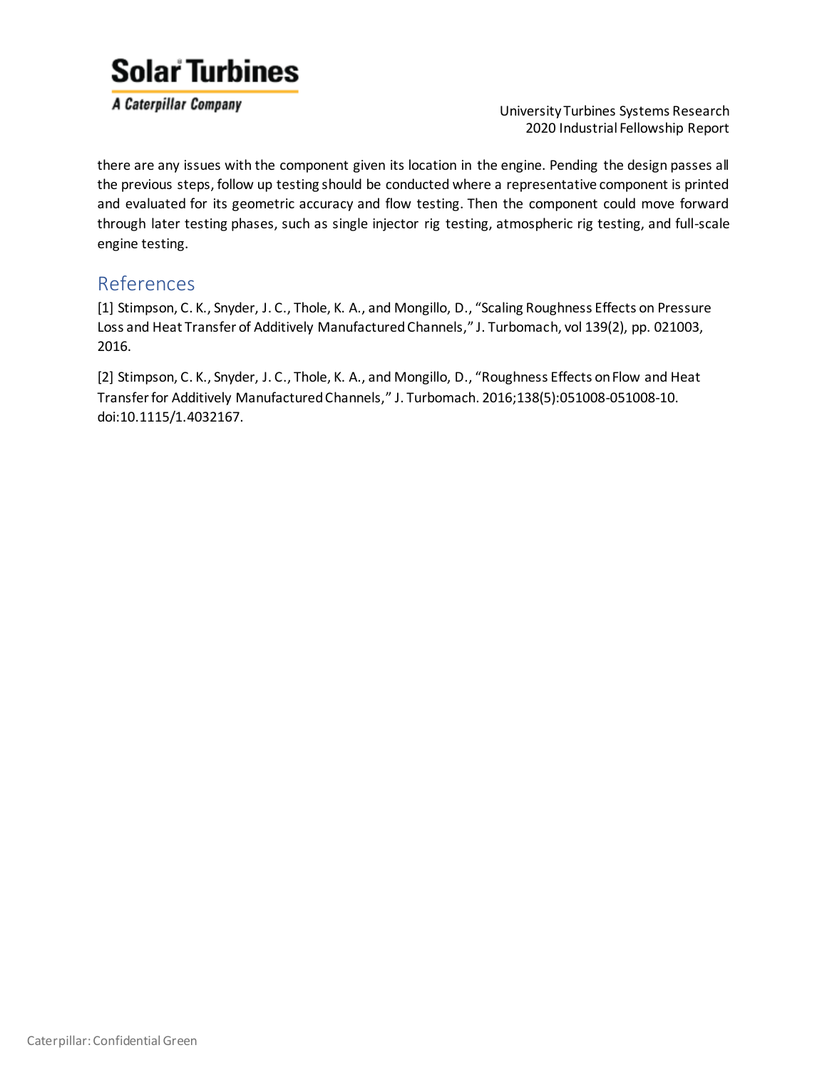there are any issues with the component given its location in the engine. Pending the design passes all the previous steps, follow up testing should be conducted where a representative component is printed and evaluated for its geometric accuracy and flow testing. Then the component could move forward through later testing phases, such as single injector rig testing, atmospheric rig testing, and full-scale engine testing.

## References

[1] Stimpson, C. K., Snyder, J. C., Thole, K. A., and Mongillo, D., "Scaling Roughness Effects on Pressure Loss and Heat Transfer of Additively Manufactured Channels," J. Turbomach, vol 139(2), pp. 021003, 2016.

[2] Stimpson, C. K., Snyder, J. C., Thole, K. A., and Mongillo, D., "Roughness Effects on Flow and Heat Transfer for Additively Manufactured Channels," J. Turbomach. 2016;138(5):051008-051008-10. doi:10.1115/1.4032167.